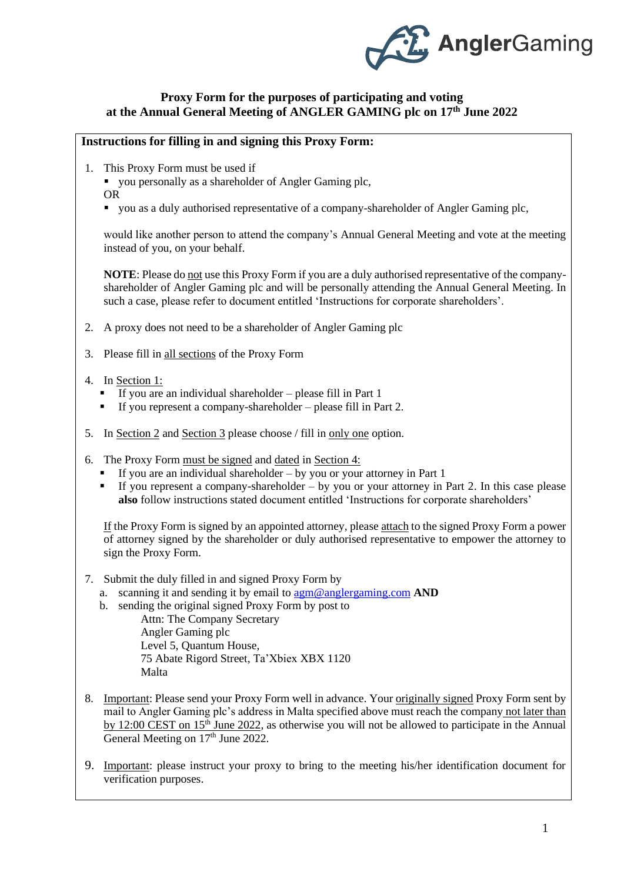# Proxy Form for the purposes of participating and voting at the Annual General Meeting of ANGLER GAMING plc on 17th June 2022

**Instructions for filling in and signing this Proxy Form:**

1. This Proxy Form must be used if
   - you personally as a shareholder of Angler Gaming plc,

   OR

   - you as a duly authorised representative of a company-shareholder of Angler Gaming plc,

   would like another person to attend the company's Annual General Meeting and vote at the meeting instead of you, on your behalf.

   **NOTE**: Please do not use this Proxy Form if you are a duly authorised representative of the company-shareholder of Angler Gaming plc and will be personally attending the Annual General Meeting. In such a case, please refer to document entitled 'Instructions for corporate shareholders'.

2. A proxy does not need to be a shareholder of Angler Gaming plc

3. Please fill in all sections of the Proxy Form

4. In Section 1:
   - If you are an individual shareholder – please fill in Part 1
   - If you represent a company-shareholder – please fill in Part 2.

5. In Section 2 and Section 3 please choose / fill in only one option.

6. The Proxy Form must be signed and dated in Section 4:
   - If you are an individual shareholder – by you or your attorney in Part 1
   - If you represent a company-shareholder – by you or your attorney in Part 2. In this case please **also** follow instructions stated document entitled 'Instructions for corporate shareholders'

   If the Proxy Form is signed by an appointed attorney, please attach to the signed Proxy Form a power of attorney signed by the shareholder or duly authorised representative to empower the attorney to sign the Proxy Form.

7. Submit the duly filled in and signed Proxy Form by
   a. scanning it and sending it by email to agm@anglergaming.com **AND**
   b. sending the original signed Proxy Form by post to

      Attn: The Company Secretary
      Angler Gaming plc
      Level 5, Quantum House,
      75 Abate Rigord Street, Ta'Xbiex XBX 1120
      Malta

8. Important: Please send your Proxy Form well in advance. Your originally signed Proxy Form sent by mail to Angler Gaming plc's address in Malta specified above must reach the company not later than by 12:00 CEST on 15th June 2022, as otherwise you will not be allowed to participate in the Annual General Meeting on 17th June 2022.

9. Important: please instruct your proxy to bring to the meeting his/her identification document for verification purposes.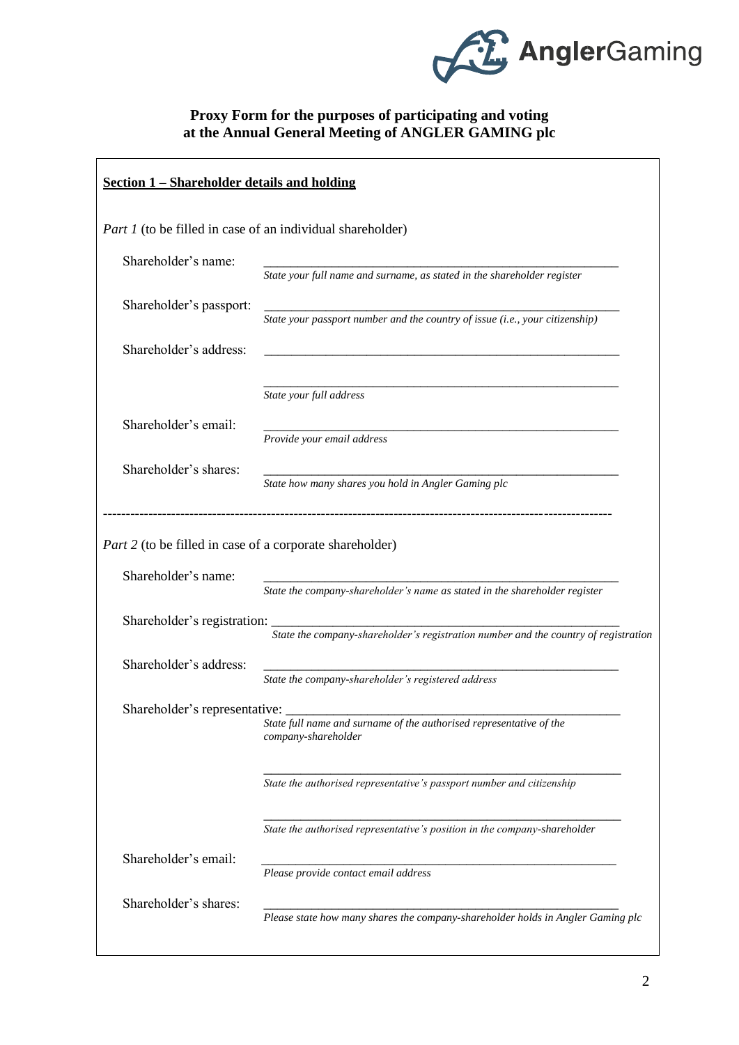**Proxy Form for the purposes of participating and voting at the Annual General Meeting of ANGLER GAMING plc**

**Section 1 – Shareholder details and holding**

*Part 1* (to be filled in case of an individual shareholder)

Shareholder's name: \_\_\_\_\_\_\_\_\_\_\_\_\_\_\_\_\_\_\_\_\_\_\_\_\_\_\_\_\_\_\_\_\_\_\_\_\_\_\_\_\_\_\_\_\_\_\_\_
*State your full name and surname, as stated in the shareholder register*

Shareholder's passport: \_\_\_\_\_\_\_\_\_\_\_\_\_\_\_\_\_\_\_\_\_\_\_\_\_\_\_\_\_\_\_\_\_\_\_\_\_\_\_\_\_\_\_\_\_\_\_\_
*State your passport number and the country of issue (i.e., your citizenship)*

Shareholder's address: \_\_\_\_\_\_\_\_\_\_\_\_\_\_\_\_\_\_\_\_\_\_\_\_\_\_\_\_\_\_\_\_\_\_\_\_\_\_\_\_\_\_\_\_\_\_\_\_

\_\_\_\_\_\_\_\_\_\_\_\_\_\_\_\_\_\_\_\_\_\_\_\_\_\_\_\_\_\_\_\_\_\_\_\_\_\_\_\_\_\_\_\_\_\_\_\_
*State your full address*

Shareholder's email: \_\_\_\_\_\_\_\_\_\_\_\_\_\_\_\_\_\_\_\_\_\_\_\_\_\_\_\_\_\_\_\_\_\_\_\_\_\_\_\_\_\_\_\_\_\_\_\_
*Provide your email address*

Shareholder's shares: \_\_\_\_\_\_\_\_\_\_\_\_\_\_\_\_\_\_\_\_\_\_\_\_\_\_\_\_\_\_\_\_\_\_\_\_\_\_\_\_\_\_\_\_\_\_\_\_
*State how many shares you hold in Angler Gaming plc*

---

*Part 2* (to be filled in case of a corporate shareholder)

Shareholder's name: \_\_\_\_\_\_\_\_\_\_\_\_\_\_\_\_\_\_\_\_\_\_\_\_\_\_\_\_\_\_\_\_\_\_\_\_\_\_\_\_\_\_\_\_\_\_\_\_
*State the company-shareholder's name as stated in the shareholder register*

Shareholder's registration: \_\_\_\_\_\_\_\_\_\_\_\_\_\_\_\_\_\_\_\_\_\_\_\_\_\_\_\_\_\_\_\_\_\_\_\_\_\_\_\_\_\_\_\_\_\_\_\_
*State the company-shareholder's registration number and the country of registration*

Shareholder's address: \_\_\_\_\_\_\_\_\_\_\_\_\_\_\_\_\_\_\_\_\_\_\_\_\_\_\_\_\_\_\_\_\_\_\_\_\_\_\_\_\_\_\_\_\_\_\_\_
*State the company-shareholder's registered address*

Shareholder's representative: \_\_\_\_\_\_\_\_\_\_\_\_\_\_\_\_\_\_\_\_\_\_\_\_\_\_\_\_\_\_\_\_\_\_\_\_\_\_\_\_\_\_\_\_\_\_\_\_
*State full name and surname of the authorised representative of the company-shareholder*

\_\_\_\_\_\_\_\_\_\_\_\_\_\_\_\_\_\_\_\_\_\_\_\_\_\_\_\_\_\_\_\_\_\_\_\_\_\_\_\_\_\_\_\_\_\_\_\_
*State the authorised representative's passport number and citizenship*

\_\_\_\_\_\_\_\_\_\_\_\_\_\_\_\_\_\_\_\_\_\_\_\_\_\_\_\_\_\_\_\_\_\_\_\_\_\_\_\_\_\_\_\_\_\_\_\_
*State the authorised representative's position in the company-shareholder*

Shareholder's email: \_\_\_\_\_\_\_\_\_\_\_\_\_\_\_\_\_\_\_\_\_\_\_\_\_\_\_\_\_\_\_\_\_\_\_\_\_\_\_\_\_\_\_\_\_\_\_\_
*Please provide contact email address*

Shareholder's shares: \_\_\_\_\_\_\_\_\_\_\_\_\_\_\_\_\_\_\_\_\_\_\_\_\_\_\_\_\_\_\_\_\_\_\_\_\_\_\_\_\_\_\_\_\_\_\_\_
*Please state how many shares the company-shareholder holds in Angler Gaming plc*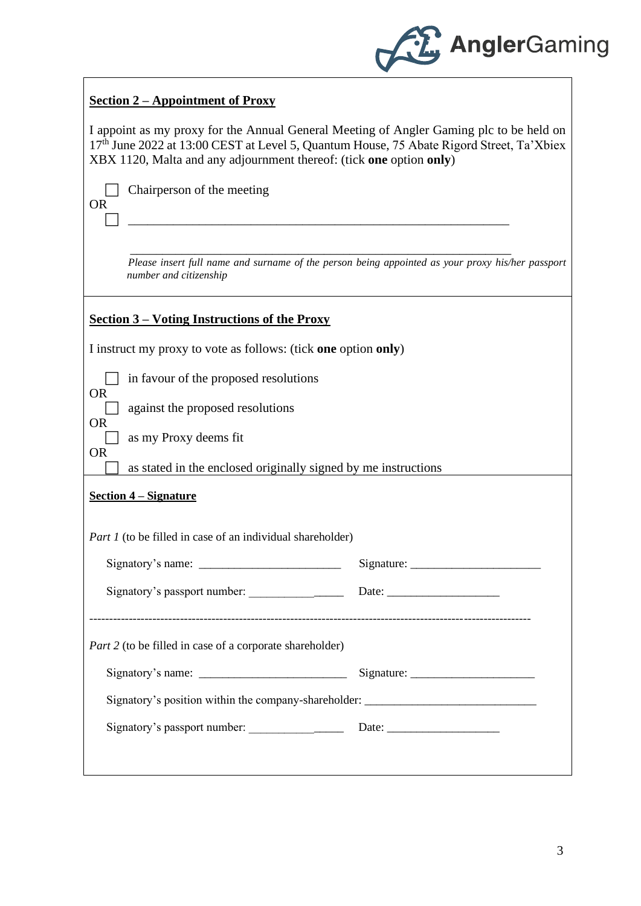## Section 2 – Appointment of Proxy

I appoint as my proxy for the Annual General Meeting of Angler Gaming plc to be held on 17th June 2022 at 13:00 CEST at Level 5, Quantum House, 75 Abate Rigord Street, Ta'Xbiex XBX 1120, Malta and any adjournment thereof: (tick **one** option **only**)

☐ Chairperson of the meeting

OR

☐ ____________________________________________________________

____________________________________________________________

*Please insert full name and surname of the person being appointed as your proxy his/her passport number and citizenship*

## Section 3 – Voting Instructions of the Proxy

I instruct my proxy to vote as follows: (tick **one** option **only**)

☐ in favour of the proposed resolutions

OR

☐ against the proposed resolutions

OR

☐ as my Proxy deems fit

OR

☐ as stated in the enclosed originally signed by me instructions

## Section 4 – Signature

*Part 1* (to be filled in case of an individual shareholder)

Signatory's name: ________________________ Signature: ______________________

Signatory's passport number: ________________ Date: ___________________

---

*Part 2* (to be filled in case of a corporate shareholder)

Signatory's name: _________________________ Signature: _____________________

Signatory's position within the company-shareholder: _____________________________

Signatory's passport number: ________________ Date: ___________________